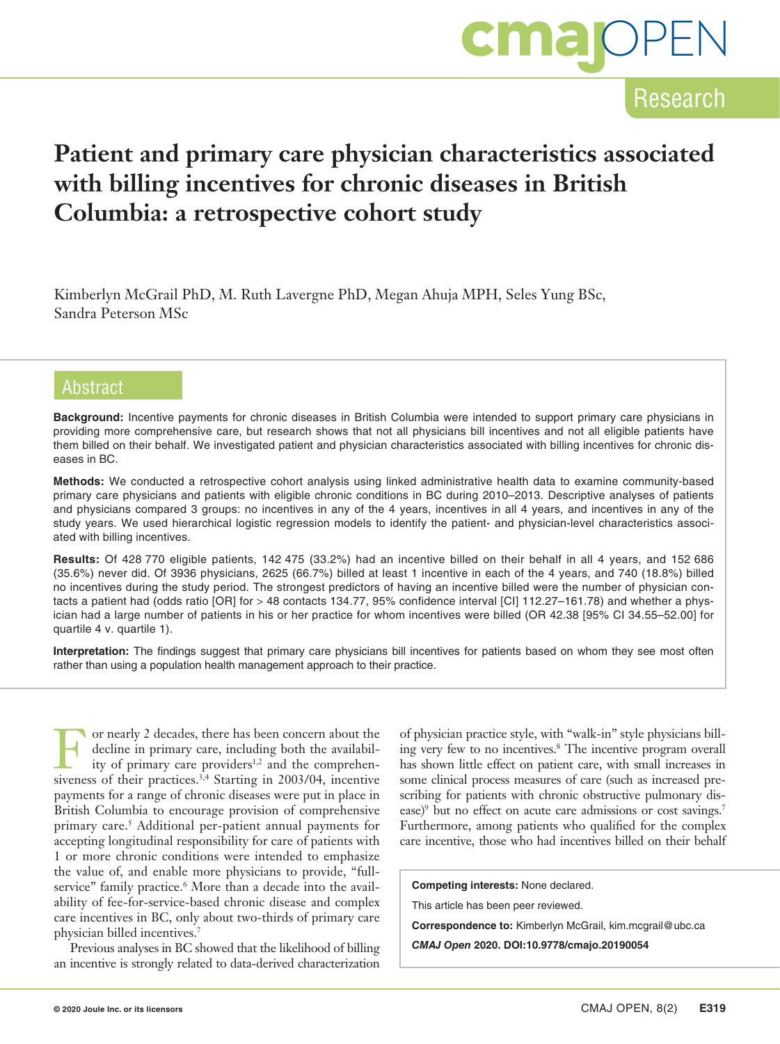# Patient and primary care physician characteristics associated with billing incentives for chronic diseases in British Columbia: a retrospective cohort study

Kimberlyn McGrail PhD, M. Ruth Lavergne PhD, Megan Ahuja MPH, Seles Yung BSc, Sandra Peterson MSc

## Abstract

**Background:** Incentive payments for chronic diseases in British Columbia were intended to support primary care physicians in providing more comprehensive care, but research shows that not all physicians bill incentives and not all eligible patients have them billed on their behalf. We investigated patient and physician characteristics associated with billing incentives for chronic diseases in BC.

**Methods:** We conducted a retrospective cohort analysis using linked administrative health data to examine community-based primary care physicians and patients with eligible chronic conditions in BC during 2010–2013. Descriptive analyses of patients and physicians compared 3 groups: no incentives in any of the 4 years, incentives in all 4 years, and incentives in any of the study years. We used hierarchical logistic regression models to identify the patient- and physician-level characteristics associated with billing incentives.

**Results:** Of 428 770 eligible patients, 142 475 (33.2%) had an incentive billed on their behalf in all 4 years, and 152 686 (35.6%) never did. Of 3936 physicians, 2625 (66.7%) billed at least 1 incentive in each of the 4 years, and 740 (18.8%) billed no incentives during the study period. The strongest predictors of having an incentive billed were the number of physician contacts a patient had (odds ratio [OR] for > 48 contacts 134.77, 95% confidence interval [CI] 112.27–161.78) and whether a physician had a large number of patients in his or her practice for whom incentives were billed (OR 42.38 [95% CI 34.55–52.00] for quartile 4 v. quartile 1).

**Interpretation:** The findings suggest that primary care physicians bill incentives for patients based on whom they see most often rather than using a population health management approach to their practice.

For nearly 2 decades, there has been concern about the decline in primary care, including both the availability of primary care providers[1,2] and the comprehensiveness of their practices.[3,4] Starting in 2003/04, incentive payments for a range of chronic diseases were put in place in British Columbia to encourage provision of comprehensive primary care.[5] Additional per-patient annual payments for accepting longitudinal responsibility for care of patients with 1 or more chronic conditions were intended to emphasize the value of, and enable more physicians to provide, "full-service" family practice.[6] More than a decade into the availability of fee-for-service-based chronic disease and complex care incentives in BC, only about two-thirds of primary care physician billed incentives.[7]

Previous analyses in BC showed that the likelihood of billing an incentive is strongly related to data-derived characterization of physician practice style, with "walk-in" style physicians billing very few to no incentives.[8] The incentive program overall has shown little effect on patient care, with small increases in some clinical process measures of care (such as increased prescribing for patients with chronic obstructive pulmonary disease)[9] but no effect on acute care admissions or cost savings.[7] Furthermore, among patients who qualified for the complex care incentive, those who had incentives billed on their behalf

**Competing interests:** None declared.

This article has been peer reviewed.

**Correspondence to:** Kimberlyn McGrail, kim.mcgrail@ubc.ca

*CMAJ Open* **2020. DOI:10.9778/cmajo.20190054**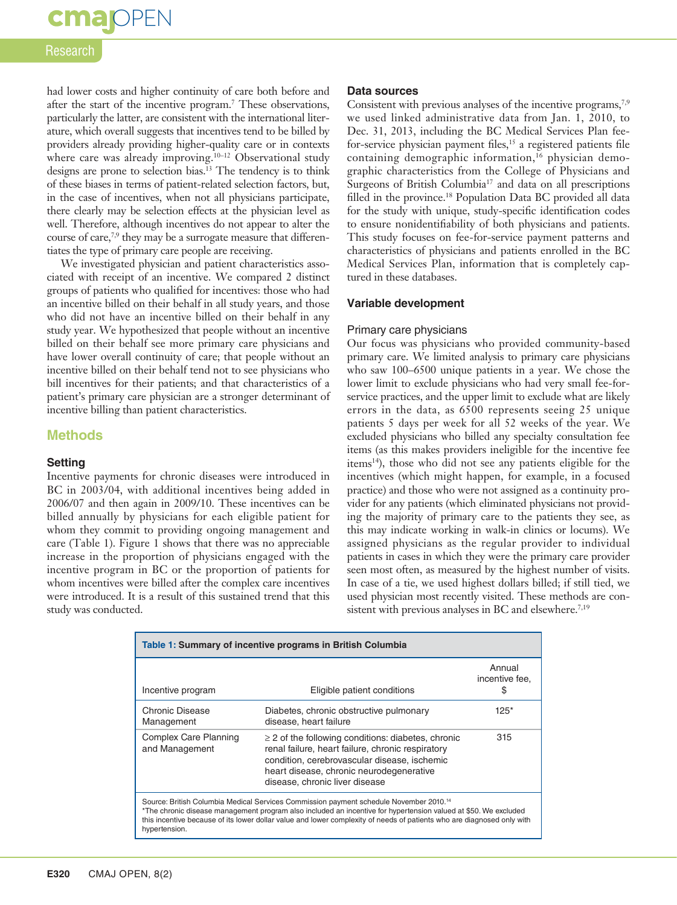had lower costs and higher continuity of care both before and after the start of the incentive program.[7] These observations, particularly the latter, are consistent with the international literature, which overall suggests that incentives tend to be billed by providers already providing higher-quality care or in contexts where care was already improving.[10–12] Observational study designs are prone to selection bias.[13] The tendency is to think of these biases in terms of patient-related selection factors, but, in the case of incentives, when not all physicians participate, there clearly may be selection effects at the physician level as well. Therefore, although incentives do not appear to alter the course of care,[7,9] they may be a surrogate measure that differentiates the type of primary care people are receiving.

We investigated physician and patient characteristics associated with receipt of an incentive. We compared 2 distinct groups of patients who qualified for incentives: those who had an incentive billed on their behalf in all study years, and those who did not have an incentive billed on their behalf in any study year. We hypothesized that people without an incentive billed on their behalf see more primary care physicians and have lower overall continuity of care; that people without an incentive billed on their behalf tend not to see physicians who bill incentives for their patients; and that characteristics of a patient's primary care physician are a stronger determinant of incentive billing than patient characteristics.

## Methods

### Setting

Incentive payments for chronic diseases were introduced in BC in 2003/04, with additional incentives being added in 2006/07 and then again in 2009/10. These incentives can be billed annually by physicians for each eligible patient for whom they commit to providing ongoing management and care (Table 1). Figure 1 shows that there was no appreciable increase in the proportion of physicians engaged with the incentive program in BC or the proportion of patients for whom incentives were billed after the complex care incentives were introduced. It is a result of this sustained trend that this study was conducted.

### Data sources

Consistent with previous analyses of the incentive programs,[7,9] we used linked administrative data from Jan. 1, 2010, to Dec. 31, 2013, including the BC Medical Services Plan fee-for-service physician payment files,[15] a registered patients file containing demographic information,[16] physician demographic characteristics from the College of Physicians and Surgeons of British Columbia[17] and data on all prescriptions filled in the province.[18] Population Data BC provided all data for the study with unique, study-specific identification codes to ensure nonidentifiability of both physicians and patients. This study focuses on fee-for-service payment patterns and characteristics of physicians and patients enrolled in the BC Medical Services Plan, information that is completely captured in these databases.

### Variable development

#### Primary care physicians

Our focus was physicians who provided community-based primary care. We limited analysis to primary care physicians who saw 100–6500 unique patients in a year. We chose the lower limit to exclude physicians who had very small fee-for-service practices, and the upper limit to exclude what are likely errors in the data, as 6500 represents seeing 25 unique patients 5 days per week for all 52 weeks of the year. We excluded physicians who billed any specialty consultation fee items (as this makes providers ineligible for the incentive fee items[14]), those who did not see any patients eligible for the incentives (which might happen, for example, in a focused practice) and those who were not assigned as a continuity provider for any patients (which eliminated physicians not providing the majority of primary care to the patients they see, as this may indicate working in walk-in clinics or locums). We assigned physicians as the regular provider to individual patients in cases in which they were the primary care provider seen most often, as measured by the highest number of visits. In case of a tie, we used highest dollars billed; if still tied, we used physician most recently visited. These methods are consistent with previous analyses in BC and elsewhere.[7,19]

**Table 1: Summary of incentive programs in British Columbia**

| Incentive program | Eligible patient conditions | Annual incentive fee, $ |
|---|---|---|
| Chronic Disease Management | Diabetes, chronic obstructive pulmonary disease, heart failure | 125* |
| Complex Care Planning and Management | ≥ 2 of the following conditions: diabetes, chronic renal failure, heart failure, chronic respiratory condition, cerebrovascular disease, ischemic heart disease, chronic neurodegenerative disease, chronic liver disease | 315 |

Source: British Columbia Medical Services Commission payment schedule November 2010.[14]
*The chronic disease management program also included an incentive for hypertension valued at $50. We excluded this incentive because of its lower dollar value and lower complexity of needs of patients who are diagnosed only with hypertension.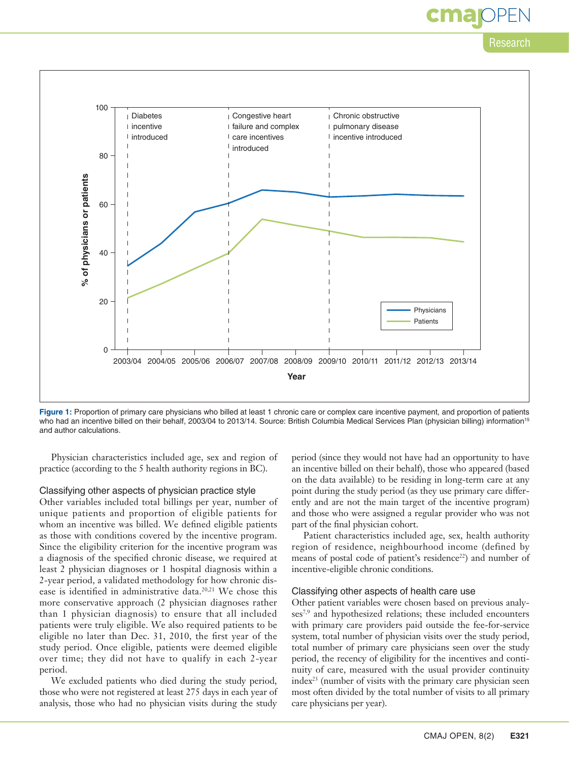Figure 1: Proportion of primary care physicians who billed at least 1 chronic care or complex care incentive payment, and proportion of patients who had an incentive billed on their behalf, 2003/04 to 2013/14. Source: British Columbia Medical Services Plan (physician billing) information[15] and author calculations.

Physician characteristics included age, sex and region of practice (according to the 5 health authority regions in BC).

### Classifying other aspects of physician practice style

Other variables included total billings per year, number of unique patients and proportion of eligible patients for whom an incentive was billed. We defined eligible patients as those with conditions covered by the incentive program. Since the eligibility criterion for the incentive program was a diagnosis of the specified chronic disease, we required at least 2 physician diagnoses or 1 hospital diagnosis within a 2-year period, a validated methodology for how chronic disease is identified in administrative data.[20,21] We chose this more conservative approach (2 physician diagnoses rather than 1 physician diagnosis) to ensure that all included patients were truly eligible. We also required patients to be eligible no later than Dec. 31, 2010, the first year of the study period. Once eligible, patients were deemed eligible over time; they did not have to qualify in each 2-year period.

We excluded patients who died during the study period, those who were not registered at least 275 days in each year of analysis, those who had no physician visits during the study period (since they would not have had an opportunity to have an incentive billed on their behalf), those who appeared (based on the data available) to be residing in long-term care at any point during the study period (as they use primary care differently and are not the main target of the incentive program) and those who were assigned a regular provider who was not part of the final physician cohort.

Patient characteristics included age, sex, health authority region of residence, neighbourhood income (defined by means of postal code of patient's residence[22]) and number of incentive-eligible chronic conditions.

### Classifying other aspects of health care use

Other patient variables were chosen based on previous analyses[7,9] and hypothesized relations; these included encounters with primary care providers paid outside the fee-for-service system, total number of physician visits over the study period, total number of primary care physicians seen over the study period, the recency of eligibility for the incentives and continuity of care, measured with the usual provider continuity index[23] (number of visits with the primary care physician seen most often divided by the total number of visits to all primary care physicians per year).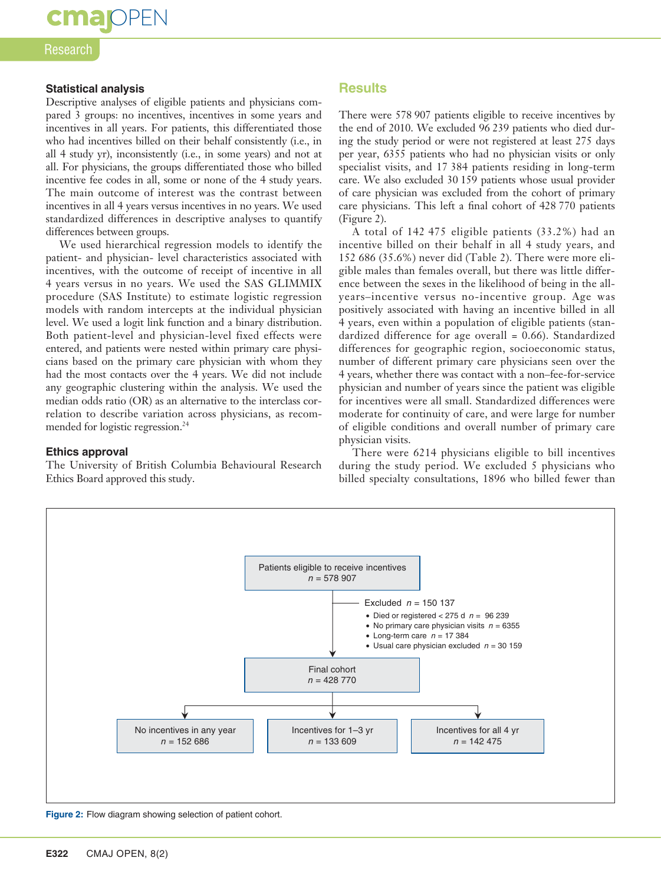### Statistical analysis

Descriptive analyses of eligible patients and physicians compared 3 groups: no incentives, incentives in some years and incentives in all years. For patients, this differentiated those who had incentives billed on their behalf consistently (i.e., in all 4 study yr), inconsistently (i.e., in some years) and not at all. For physicians, the groups differentiated those who billed incentive fee codes in all, some or none of the 4 study years. The main outcome of interest was the contrast between incentives in all 4 years versus incentives in no years. We used standardized differences in descriptive analyses to quantify differences between groups.

We used hierarchical regression models to identify the patient- and physician- level characteristics associated with incentives, with the outcome of receipt of incentive in all 4 years versus in no years. We used the SAS GLIMMIX procedure (SAS Institute) to estimate logistic regression models with random intercepts at the individual physician level. We used a logit link function and a binary distribution. Both patient-level and physician-level fixed effects were entered, and patients were nested within primary care physicians based on the primary care physician with whom they had the most contacts over the 4 years. We did not include any geographic clustering within the analysis. We used the median odds ratio (OR) as an alternative to the interclass correlation to describe variation across physicians, as recommended for logistic regression.[24]

### Ethics approval

The University of British Columbia Behavioural Research Ethics Board approved this study.

## Results

There were 578 907 patients eligible to receive incentives by the end of 2010. We excluded 96 239 patients who died during the study period or were not registered at least 275 days per year, 6355 patients who had no physician visits or only specialist visits, and 17 384 patients residing in long-term care. We also excluded 30 159 patients whose usual provider of care physician was excluded from the cohort of primary care physicians. This left a final cohort of 428 770 patients (Figure 2).

A total of 142 475 eligible patients (33.2%) had an incentive billed on their behalf in all 4 study years, and 152 686 (35.6%) never did (Table 2). There were more eligible males than females overall, but there was little difference between the sexes in the likelihood of being in the all-years–incentive versus no-incentive group. Age was positively associated with having an incentive billed in all 4 years, even within a population of eligible patients (standardized difference for age overall = 0.66). Standardized differences for geographic region, socioeconomic status, number of different primary care physicians seen over the 4 years, whether there was contact with a non–fee-for-service physician and number of years since the patient was eligible for incentives were all small. Standardized differences were moderate for continuity of care, and were large for number of eligible conditions and overall number of primary care physician visits.

There were 6214 physicians eligible to bill incentives during the study period. We excluded 5 physicians who billed specialty consultations, 1896 who billed fewer than

Patients eligible to receive incentives
n = 578 907

Excluded n = 150 137
- Died or registered < 275 d n = 96 239
- No primary care physician visits n = 6355
- Long-term care n = 17 384
- Usual care physician excluded n = 30 159

Final cohort
n = 428 770

No incentives in any year
n = 152 686

Incentives for 1–3 yr
n = 133 609

Incentives for all 4 yr
n = 142 475

**Figure 2:** Flow diagram showing selection of patient cohort.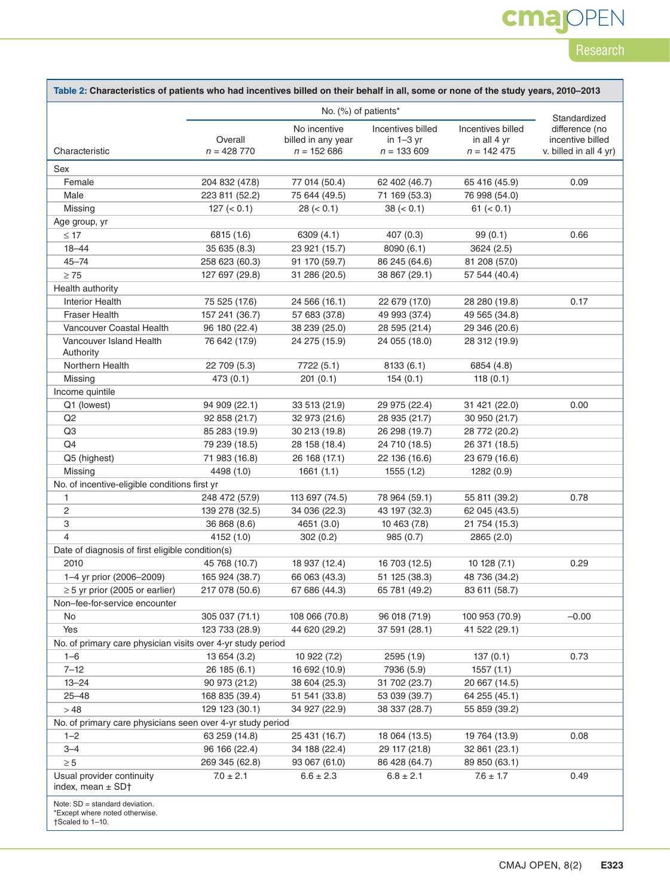**Table 2: Characteristics of patients who had incentives billed on their behalf in all, some or none of the study years, 2010–2013**

| Characteristic | No. (%) of patients* | | | | Standardized difference (no incentive billed v. billed in all 4 yr) |
|---|---|---|---|---|---|
| | Overall n = 428 770 | No incentive billed in any year n = 152 686 | Incentives billed in 1–3 yr n = 133 609 | Incentives billed in all 4 yr n = 142 475 | |
| Sex | | | | | |
| Female | 204 832 (47.8) | 77 014 (50.4) | 62 402 (46.7) | 65 416 (45.9) | 0.09 |
| Male | 223 811 (52.2) | 75 644 (49.5) | 71 169 (53.3) | 76 998 (54.0) | |
| Missing | 127 (< 0.1) | 28 (< 0.1) | 38 (< 0.1) | 61 (< 0.1) | |
| Age group, yr | | | | | |
| ≤ 17 | 6815 (1.6) | 6309 (4.1) | 407 (0.3) | 99 (0.1) | 0.66 |
| 18–44 | 35 635 (8.3) | 23 921 (15.7) | 8090 (6.1) | 3624 (2.5) | |
| 45–74 | 258 623 (60.3) | 91 170 (59.7) | 86 245 (64.6) | 81 208 (57.0) | |
| ≥ 75 | 127 697 (29.8) | 31 286 (20.5) | 38 867 (29.1) | 57 544 (40.4) | |
| Health authority | | | | | |
| Interior Health | 75 525 (17.6) | 24 566 (16.1) | 22 679 (17.0) | 28 280 (19.8) | 0.17 |
| Fraser Health | 157 241 (36.7) | 57 683 (37.8) | 49 993 (37.4) | 49 565 (34.8) | |
| Vancouver Coastal Health | 96 180 (22.4) | 38 239 (25.0) | 28 595 (21.4) | 29 346 (20.6) | |
| Vancouver Island Health Authority | 76 642 (17.9) | 24 275 (15.9) | 24 055 (18.0) | 28 312 (19.9) | |
| Northern Health | 22 709 (5.3) | 7722 (5.1) | 8133 (6.1) | 6854 (4.8) | |
| Missing | 473 (0.1) | 201 (0.1) | 154 (0.1) | 118 (0.1) | |
| Income quintile | | | | | |
| Q1 (lowest) | 94 909 (22.1) | 33 513 (21.9) | 29 975 (22.4) | 31 421 (22.0) | 0.00 |
| Q2 | 92 858 (21.7) | 32 973 (21.6) | 28 935 (21.7) | 30 950 (21.7) | |
| Q3 | 85 283 (19.9) | 30 213 (19.8) | 26 298 (19.7) | 28 772 (20.2) | |
| Q4 | 79 239 (18.5) | 28 158 (18.4) | 24 710 (18.5) | 26 371 (18.5) | |
| Q5 (highest) | 71 983 (16.8) | 26 168 (17.1) | 22 136 (16.6) | 23 679 (16.6) | |
| Missing | 4498 (1.0) | 1661 (1.1) | 1555 (1.2) | 1282 (0.9) | |
| No. of incentive-eligible conditions first yr | | | | | |
| 1 | 248 472 (57.9) | 113 697 (74.5) | 78 964 (59.1) | 55 811 (39.2) | 0.78 |
| 2 | 139 278 (32.5) | 34 036 (22.3) | 43 197 (32.3) | 62 045 (43.5) | |
| 3 | 36 868 (8.6) | 4651 (3.0) | 10 463 (7.8) | 21 754 (15.3) | |
| 4 | 4152 (1.0) | 302 (0.2) | 985 (0.7) | 2865 (2.0) | |
| Date of diagnosis of first eligible condition(s) | | | | | |
| 2010 | 45 768 (10.7) | 18 937 (12.4) | 16 703 (12.5) | 10 128 (7.1) | 0.29 |
| 1–4 yr prior (2006–2009) | 165 924 (38.7) | 66 063 (43.3) | 51 125 (38.3) | 48 736 (34.2) | |
| ≥ 5 yr prior (2005 or earlier) | 217 078 (50.6) | 67 686 (44.3) | 65 781 (49.2) | 83 611 (58.7) | |
| Non–fee-for-service encounter | | | | | |
| No | 305 037 (71.1) | 108 066 (70.8) | 96 018 (71.9) | 100 953 (70.9) | −0.00 |
| Yes | 123 733 (28.9) | 44 620 (29.2) | 37 591 (28.1) | 41 522 (29.1) | |
| No. of primary care physician visits over 4-yr study period | | | | | |
| 1–6 | 13 654 (3.2) | 10 922 (7.2) | 2595 (1.9) | 137 (0.1) | 0.73 |
| 7–12 | 26 185 (6.1) | 16 692 (10.9) | 7936 (5.9) | 1557 (1.1) | |
| 13–24 | 90 973 (21.2) | 38 604 (25.3) | 31 702 (23.7) | 20 667 (14.5) | |
| 25–48 | 168 835 (39.4) | 51 541 (33.8) | 53 039 (39.7) | 64 255 (45.1) | |
| > 48 | 129 123 (30.1) | 34 927 (22.9) | 38 337 (28.7) | 55 859 (39.2) | |
| No. of primary care physicians seen over 4-yr study period | | | | | |
| 1–2 | 63 259 (14.8) | 25 431 (16.7) | 18 064 (13.5) | 19 764 (13.9) | 0.08 |
| 3–4 | 96 166 (22.4) | 34 188 (22.4) | 29 117 (21.8) | 32 861 (23.1) | |
| ≥ 5 | 269 345 (62.8) | 93 067 (61.0) | 86 428 (64.7) | 89 850 (63.1) | |
| Usual provider continuity index, mean ± SD† | 7.0 ± 2.1 | 6.6 ± 2.3 | 6.8 ± 2.1 | 7.6 ± 1.7 | 0.49 |

Note: SD = standard deviation.
*Except where noted otherwise.
†Scaled to 1–10.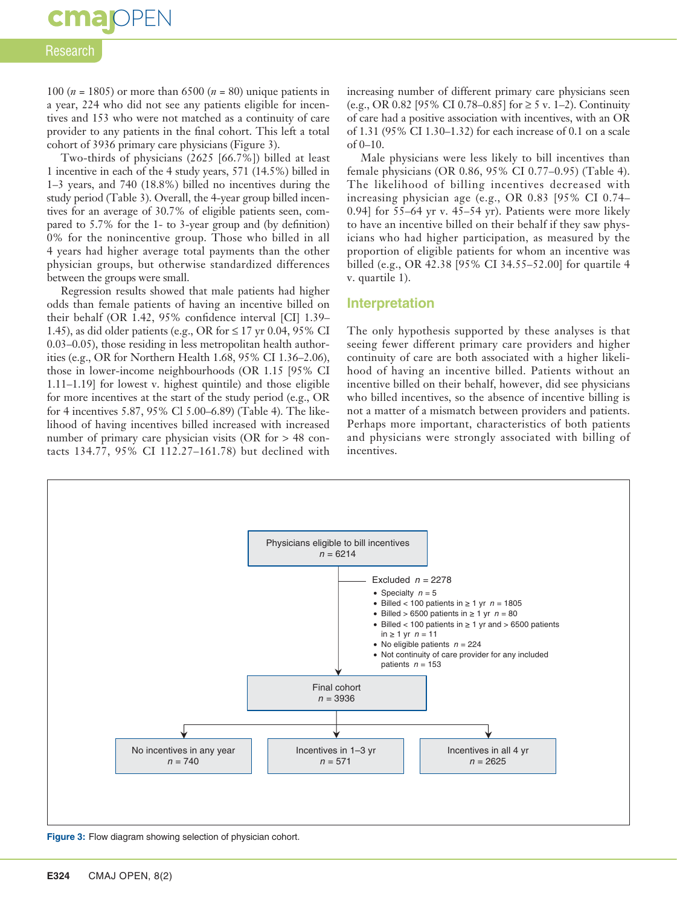100 ($n$ = 1805) or more than 6500 ($n$ = 80) unique patients in a year, 224 who did not see any patients eligible for incentives and 153 who were not matched as a continuity of care provider to any patients in the final cohort. This left a total cohort of 3936 primary care physicians (Figure 3).

Two-thirds of physicians (2625 [66.7%]) billed at least 1 incentive in each of the 4 study years, 571 (14.5%) billed in 1–3 years, and 740 (18.8%) billed no incentives during the study period (Table 3). Overall, the 4-year group billed incentives for an average of 30.7% of eligible patients seen, compared to 5.7% for the 1- to 3-year group and (by definition) 0% for the nonincentive group. Those who billed in all 4 years had higher average total payments than the other physician groups, but otherwise standardized differences between the groups were small.

Regression results showed that male patients had higher odds than female patients of having an incentive billed on their behalf (OR 1.42, 95% confidence interval [CI] 1.39–1.45), as did older patients (e.g., OR for ≤ 17 yr 0.04, 95% CI 0.03–0.05), those residing in less metropolitan health authorities (e.g., OR for Northern Health 1.68, 95% CI 1.36–2.06), those in lower-income neighbourhoods (OR 1.15 [95% CI 1.11–1.19] for lowest v. highest quintile) and those eligible for more incentives at the start of the study period (e.g., OR for 4 incentives 5.87, 95% Cl 5.00–6.89) (Table 4). The likelihood of having incentives billed increased with increased number of primary care physician visits (OR for > 48 contacts 134.77, 95% CI 112.27–161.78) but declined with increasing number of different primary care physicians seen (e.g., OR 0.82 [95% CI 0.78–0.85] for ≥ 5 v. 1–2). Continuity of care had a positive association with incentives, with an OR of 1.31 (95% CI 1.30–1.32) for each increase of 0.1 on a scale of 0–10.

Male physicians were less likely to bill incentives than female physicians (OR 0.86, 95% CI 0.77–0.95) (Table 4). The likelihood of billing incentives decreased with increasing physician age (e.g., OR 0.83 [95% CI 0.74–0.94] for 55–64 yr v. 45–54 yr). Patients were more likely to have an incentive billed on their behalf if they saw physicians who had higher participation, as measured by the proportion of eligible patients for whom an incentive was billed (e.g., OR 42.38 [95% CI 34.55–52.00] for quartile 4 v. quartile 1).

## Interpretation

The only hypothesis supported by these analyses is that seeing fewer different primary care providers and higher continuity of care are both associated with a higher likelihood of having an incentive billed. Patients without an incentive billed on their behalf, however, did see physicians who billed incentives, so the absence of incentive billing is not a matter of a mismatch between providers and patients. Perhaps more important, characteristics of both patients and physicians were strongly associated with billing of incentives.

Physicians eligible to bill incentives
$n$ = 6214

Excluded $n$ = 2278
- Specialty $n$ = 5
- Billed < 100 patients in ≥ 1 yr $n$ = 1805
- Billed > 6500 patients in ≥ 1 yr $n$ = 80
- Billed < 100 patients in ≥ 1 yr and > 6500 patients in ≥ 1 yr $n$ = 11
- No eligible patients $n$ = 224
- Not continuity of care provider for any included patients $n$ = 153

Final cohort
$n$ = 3936

No incentives in any year
$n$ = 740

Incentives in 1–3 yr
$n$ = 571

Incentives in all 4 yr
$n$ = 2625

**Figure 3:** Flow diagram showing selection of physician cohort.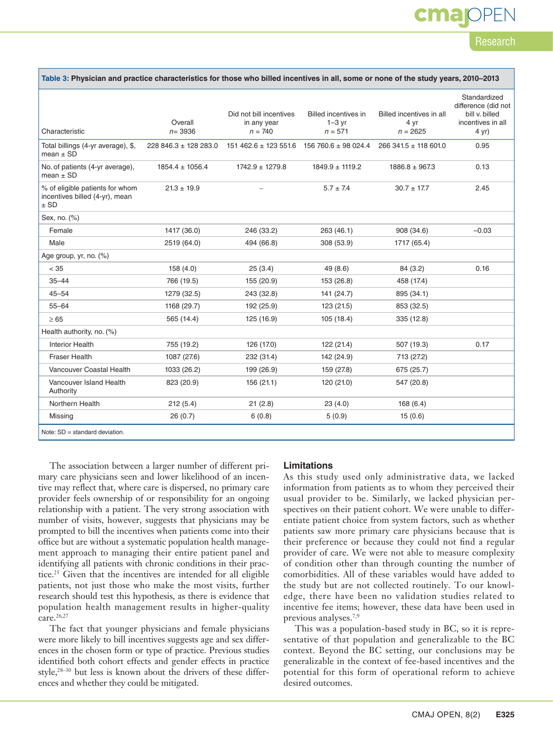**Table 3: Physician and practice characteristics for those who billed incentives in all, some or none of the study years, 2010–2013**

| Characteristic | Overall n= 3936 | Did not bill incentives in any year n = 740 | Billed incentives in 1–3 yr n = 571 | Billed incentives in all 4 yr n = 2625 | Standardized difference (did not bill v. billed incentives in all 4 yr) |
|---|---|---|---|---|---|
| Total billings (4-yr average), $, mean ± SD | 228 846.3 ± 128 283.0 | 151 462.6 ± 123 551.6 | 156 760.6 ± 98 024.4 | 266 341.5 ± 118 601.0 | 0.95 |
| No. of patients (4-yr average), mean ± SD | 1854.4 ± 1056.4 | 1742.9 ± 1279.8 | 1849.9 ± 1119.2 | 1886.8 ± 967.3 | 0.13 |
| % of eligible patients for whom incentives billed (4-yr), mean ± SD | 21.3 ± 19.9 | – | 5.7 ± 7.4 | 30.7 ± 17.7 | 2.45 |
| Sex, no. (%) | | | | | |
| Female | 1417 (36.0) | 246 (33.2) | 263 (46.1) | 908 (34.6) | −0.03 |
| Male | 2519 (64.0) | 494 (66.8) | 308 (53.9) | 1717 (65.4) | |
| Age group, yr, no. (%) | | | | | |
| < 35 | 158 (4.0) | 25 (3.4) | 49 (8.6) | 84 (3.2) | 0.16 |
| 35–44 | 766 (19.5) | 155 (20.9) | 153 (26.8) | 458 (17.4) | |
| 45–54 | 1279 (32.5) | 243 (32.8) | 141 (24.7) | 895 (34.1) | |
| 55–64 | 1168 (29.7) | 192 (25.9) | 123 (21.5) | 853 (32.5) | |
| ≥ 65 | 565 (14.4) | 125 (16.9) | 105 (18.4) | 335 (12.8) | |
| Health authority, no. (%) | | | | | |
| Interior Health | 755 (19.2) | 126 (17.0) | 122 (21.4) | 507 (19.3) | 0.17 |
| Fraser Health | 1087 (27.6) | 232 (31.4) | 142 (24.9) | 713 (27.2) | |
| Vancouver Coastal Health | 1033 (26.2) | 199 (26.9) | 159 (27.8) | 675 (25.7) | |
| Vancouver Island Health Authority | 823 (20.9) | 156 (21.1) | 120 (21.0) | 547 (20.8) | |
| Northern Health | 212 (5.4) | 21 (2.8) | 23 (4.0) | 168 (6.4) | |
| Missing | 26 (0.7) | 6 (0.8) | 5 (0.9) | 15 (0.6) | |

Note: SD = standard deviation.

The association between a larger number of different primary care physicians seen and lower likelihood of an incentive may reflect that, where care is dispersed, no primary care provider feels ownership of or responsibility for an ongoing relationship with a patient. The very strong association with number of visits, however, suggests that physicians may be prompted to bill the incentives when patients come into their office but are without a systematic population health management approach to managing their entire patient panel and identifying all patients with chronic conditions in their practice.[25] Given that the incentives are intended for all eligible patients, not just those who make the most visits, further research should test this hypothesis, as there is evidence that population health management results in higher-quality care.[26,27]

The fact that younger physicians and female physicians were more likely to bill incentives suggests age and sex differences in the chosen form or type of practice. Previous studies identified both cohort effects and gender effects in practice style,[28–30] but less is known about the drivers of these differences and whether they could be mitigated.

### Limitations

As this study used only administrative data, we lacked information from patients as to whom they perceived their usual provider to be. Similarly, we lacked physician perspectives on their patient cohort. We were unable to differentiate patient choice from system factors, such as whether patients saw more primary care physicians because that is their preference or because they could not find a regular provider of care. We were not able to measure complexity of condition other than through counting the number of comorbidities. All of these variables would have added to the study but are not collected routinely. To our knowledge, there have been no validation studies related to incentive fee items; however, these data have been used in previous analyses.[7,9]

This was a population-based study in BC, so it is representative of that population and generalizable to the BC context. Beyond the BC setting, our conclusions may be generalizable in the context of fee-based incentives and the potential for this form of operational reform to achieve desired outcomes.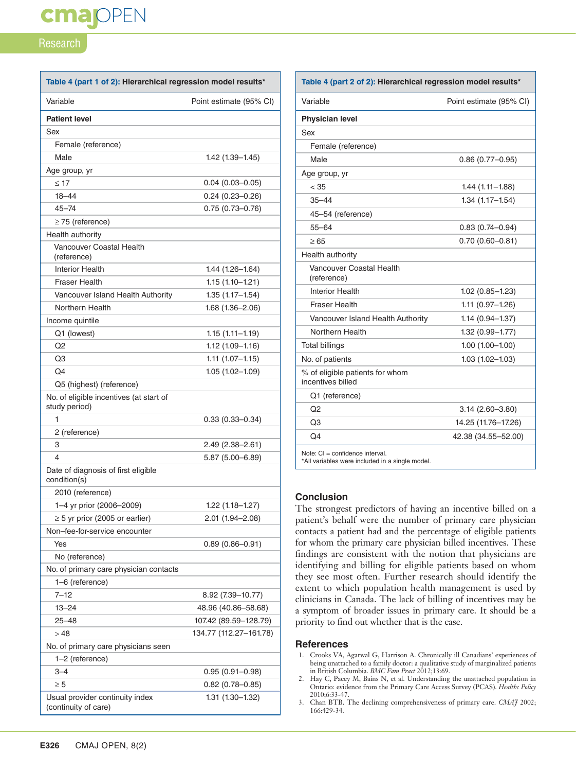**Table 4 (part 1 of 2): Hierarchical regression model results***

| Variable | Point estimate (95% CI) |
|---|---|
| **Patient level** | |
| Sex | |
| Female (reference) | |
| Male | 1.42 (1.39–1.45) |
| Age group, yr | |
| ≤ 17 | 0.04 (0.03–0.05) |
| 18–44 | 0.24 (0.23–0.26) |
| 45–74 | 0.75 (0.73–0.76) |
| ≥ 75 (reference) | |
| Health authority | |
| Vancouver Coastal Health (reference) | |
| Interior Health | 1.44 (1.26–1.64) |
| Fraser Health | 1.15 (1.10–1.21) |
| Vancouver Island Health Authority | 1.35 (1.17–1.54) |
| Northern Health | 1.68 (1.36–2.06) |
| Income quintile | |
| Q1 (lowest) | 1.15 (1.11–1.19) |
| Q2 | 1.12 (1.09–1.16) |
| Q3 | 1.11 (1.07–1.15) |
| Q4 | 1.05 (1.02–1.09) |
| Q5 (highest) (reference) | |
| No. of eligible incentives (at start of study period) | |
| 1 | 0.33 (0.33–0.34) |
| 2 (reference) | |
| 3 | 2.49 (2.38–2.61) |
| 4 | 5.87 (5.00–6.89) |
| Date of diagnosis of first eligible condition(s) | |
| 2010 (reference) | |
| 1–4 yr prior (2006–2009) | 1.22 (1.18–1.27) |
| ≥ 5 yr prior (2005 or earlier) | 2.01 (1.94–2.08) |
| Non–fee-for-service encounter | |
| Yes | 0.89 (0.86–0.91) |
| No (reference) | |
| No. of primary care physician contacts | |
| 1–6 (reference) | |
| 7–12 | 8.92 (7.39–10.77) |
| 13–24 | 48.96 (40.86–58.68) |
| 25–48 | 107.42 (89.59–128.79) |
| > 48 | 134.77 (112.27–161.78) |
| No. of primary care physicians seen | |
| 1–2 (reference) | |
| 3–4 | 0.95 (0.91–0.98) |
| ≥ 5 | 0.82 (0.78–0.85) |
| Usual provider continuity index (continuity of care) | 1.31 (1.30–1.32) |

**Table 4 (part 2 of 2): Hierarchical regression model results***

| Variable | Point estimate (95% CI) |
|---|---|
| **Physician level** | |
| Sex | |
| Female (reference) | |
| Male | 0.86 (0.77–0.95) |
| Age group, yr | |
| < 35 | 1.44 (1.11–1.88) |
| 35–44 | 1.34 (1.17–1.54) |
| 45–54 (reference) | |
| 55–64 | 0.83 (0.74–0.94) |
| ≥ 65 | 0.70 (0.60–0.81) |
| Health authority | |
| Vancouver Coastal Health (reference) | |
| Interior Health | 1.02 (0.85–1.23) |
| Fraser Health | 1.11 (0.97–1.26) |
| Vancouver Island Health Authority | 1.14 (0.94–1.37) |
| Northern Health | 1.32 (0.99–1.77) |
| Total billings | 1.00 (1.00–1.00) |
| No. of patients | 1.03 (1.02–1.03) |
| % of eligible patients for whom incentives billed | |
| Q1 (reference) | |
| Q2 | 3.14 (2.60–3.80) |
| Q3 | 14.25 (11.76–17.26) |
| Q4 | 42.38 (34.55–52.00) |

Note: CI = confidence interval.
*All variables were included in a single model.

## Conclusion

The strongest predictors of having an incentive billed on a patient's behalf were the number of primary care physician contacts a patient had and the percentage of eligible patients for whom the primary care physician billed incentives. These findings are consistent with the notion that physicians are identifying and billing for eligible patients based on whom they see most often. Further research should identify the extent to which population health management is used by clinicians in Canada. The lack of billing of incentives may be a symptom of broader issues in primary care. It should be a priority to find out whether that is the case.

## References

1. Crooks VA, Agarwal G, Harrison A. Chronically ill Canadians' experiences of being unattached to a family doctor: a qualitative study of marginalized patients in British Columbia. *BMC Fam Pract* 2012;13:69.
2. Hay C, Pacey M, Bains N, et al. Understanding the unattached population in Ontario: evidence from the Primary Care Access Survey (PCAS). *Healthc Policy* 2010;6:33-47.
3. Chan BTB. The declining comprehensiveness of primary care. *CMAJ* 2002; 166:429-34.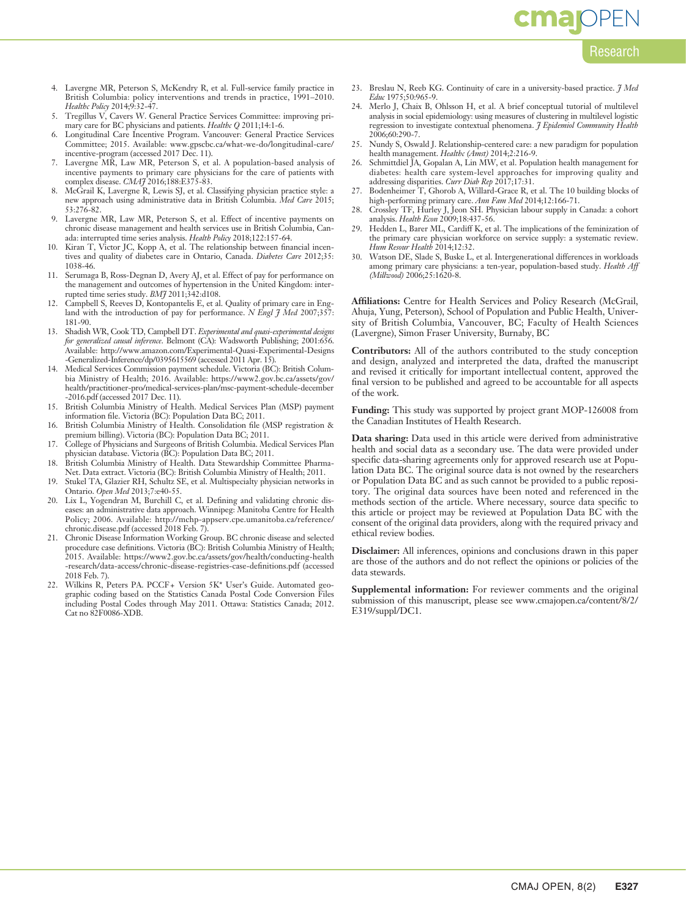4. Lavergne MR, Peterson S, McKendry R, et al. Full-service family practice in British Columbia: policy interventions and trends in practice, 1991–2010. *Healthc Policy* 2014;9:32-47.
5. Tregillus V, Cavers W. General Practice Services Committee: improving primary care for BC physicians and patients. *Healthc Q* 2011;14:1-6.
6. Longitudinal Care Incentive Program. Vancouver: General Practice Services Committee; 2015. Available: www.gpscbc.ca/what-we-do/longitudinal-care/incentive-program (accessed 2017 Dec. 11).
7. Lavergne MR, Law MR, Peterson S, et al. A population-based analysis of incentive payments to primary care physicians for the care of patients with complex disease. *CMAJ* 2016;188:E375-83.
8. McGrail K, Lavergne R, Lewis SJ, et al. Classifying physician practice style: a new approach using administrative data in British Columbia. *Med Care* 2015;53:276-82.
9. Lavergne MR, Law MR, Peterson S, et al. Effect of incentive payments on chronic disease management and health services use in British Columbia, Canada: interrupted time series analysis. *Health Policy* 2018;122:157-64.
10. Kiran T, Victor JC, Kopp A, et al. The relationship between financial incentives and quality of diabetes care in Ontario, Canada. *Diabetes Care* 2012;35:1038-46.
11. Serumaga B, Ross-Degnan D, Avery AJ, et al. Effect of pay for performance on the management and outcomes of hypertension in the United Kingdom: interrupted time series study. *BMJ* 2011;342:d108.
12. Campbell S, Reeves D, Kontopantelis E, et al. Quality of primary care in England with the introduction of pay for performance. *N Engl J Med* 2007;357:181-90.
13. Shadish WR, Cook TD, Campbell DT. *Experimental and quasi-experimental designs for generalized causal inference*. Belmont (CA): Wadsworth Publishing; 2001:656. Available: http://www.amazon.com/Experimental-Quasi-Experimental-Designs-Generalized-Inference/dp/0395615569 (accessed 2011 Apr. 15).
14. Medical Services Commission payment schedule. Victoria (BC): British Columbia Ministry of Health; 2016. Available: https://www2.gov.bc.ca/assets/gov/health/practitioner-pro/medical-services-plan/msc-payment-schedule-december-2016.pdf (accessed 2017 Dec. 11).
15. British Columbia Ministry of Health. Medical Services Plan (MSP) payment information file. Victoria (BC): Population Data BC; 2011.
16. British Columbia Ministry of Health. Consolidation file (MSP registration & premium billing). Victoria (BC): Population Data BC; 2011.
17. College of Physicians and Surgeons of British Columbia. Medical Services Plan physician database. Victoria (BC): Population Data BC; 2011.
18. British Columbia Ministry of Health. Data Stewardship Committee PharmaNet. Data extract. Victoria (BC): British Columbia Ministry of Health; 2011.
19. Stukel TA, Glazier RH, Schultz SE, et al. Multispecialty physician networks in Ontario. *Open Med* 2013;7:e40-55.
20. Lix L, Yogendran M, Burchill C, et al. Defining and validating chronic diseases: an administrative data approach. Winnipeg: Manitoba Centre for Health Policy; 2006. Available: http://mchp-appserv.cpe.umanitoba.ca/reference/chronic.disease.pdf (accessed 2018 Feb. 7).
21. Chronic Disease Information Working Group. BC chronic disease and selected procedure case definitions. Victoria (BC): British Columbia Ministry of Health; 2015. Available: https://www2.gov.bc.ca/assets/gov/health/conducting-health-research/data-access/chronic-disease-registries-case-definitions.pdf (accessed 2018 Feb. 7).
22. Wilkins R, Peters PA. PCCF+ Version 5K* User's Guide. Automated geographic coding based on the Statistics Canada Postal Code Conversion Files including Postal Codes through May 2011. Ottawa: Statistics Canada; 2012. Cat no 82F0086-XDB.
23. Breslau N, Reeb KG. Continuity of care in a university-based practice. *J Med Educ* 1975;50:965-9.
24. Merlo J, Chaix B, Ohlsson H, et al. A brief conceptual tutorial of multilevel analysis in social epidemiology: using measures of clustering in multilevel logistic regression to investigate contextual phenomena. *J Epidemiol Community Health* 2006;60:290-7.
25. Nundy S, Oswald J. Relationship-centered care: a new paradigm for population health management. *Healthc (Amst)* 2014;2:216-9.
26. Schmittdiel JA, Gopalan A, Lin MW, et al. Population health management for diabetes: health care system-level approaches for improving quality and addressing disparities. *Curr Diab Rep* 2017;17:31.
27. Bodenheimer T, Ghorob A, Willard-Grace R, et al. The 10 building blocks of high-performing primary care. *Ann Fam Med* 2014;12:166-71.
28. Crossley TF, Hurley J, Jeon SH. Physician labour supply in Canada: a cohort analysis. *Health Econ* 2009;18:437-56.
29. Hedden L, Barer ML, Cardiff K, et al. The implications of the feminization of the primary care physician workforce on service supply: a systematic review. *Hum Resour Health* 2014;12:32.
30. Watson DE, Slade S, Buske L, et al. Intergenerational differences in workloads among primary care physicians: a ten-year, population-based study. *Health Aff (Millwood)* 2006;25:1620-8.

**Affiliations:** Centre for Health Services and Policy Research (McGrail, Ahuja, Yung, Peterson), School of Population and Public Health, University of British Columbia, Vancouver, BC; Faculty of Health Sciences (Lavergne), Simon Fraser University, Burnaby, BC

**Contributors:** All of the authors contributed to the study conception and design, analyzed and interpreted the data, drafted the manuscript and revised it critically for important intellectual content, approved the final version to be published and agreed to be accountable for all aspects of the work.

**Funding:** This study was supported by project grant MOP-126008 from the Canadian Institutes of Health Research.

**Data sharing:** Data used in this article were derived from administrative health and social data as a secondary use. The data were provided under specific data-sharing agreements only for approved research use at Population Data BC. The original source data is not owned by the researchers or Population Data BC and as such cannot be provided to a public repository. The original data sources have been noted and referenced in the methods section of the article. Where necessary, source data specific to this article or project may be reviewed at Population Data BC with the consent of the original data providers, along with the required privacy and ethical review bodies.

**Disclaimer:** All inferences, opinions and conclusions drawn in this paper are those of the authors and do not reflect the opinions or policies of the data stewards.

**Supplemental information:** For reviewer comments and the original submission of this manuscript, please see www.cmajopen.ca/content/8/2/E319/suppl/DC1.